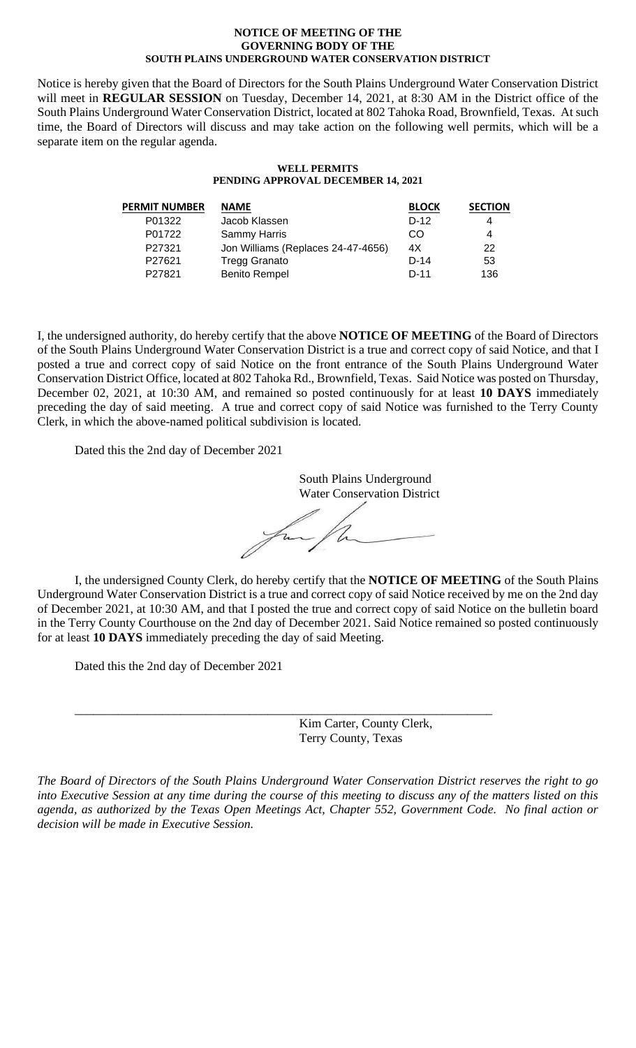**NOTICE OF MEETING OF THE**
**GOVERNING BODY OF THE**
**SOUTH PLAINS UNDERGROUND WATER CONSERVATION DISTRICT**

Notice is hereby given that the Board of Directors for the South Plains Underground Water Conservation District will meet in **REGULAR SESSION** on Tuesday, December 14, 2021, at 8:30 AM in the District office of the South Plains Underground Water Conservation District, located at 802 Tahoka Road, Brownfield, Texas. At such time, the Board of Directors will discuss and may take action on the following well permits, which will be a separate item on the regular agenda.

**WELL PERMITS**
**PENDING APPROVAL DECEMBER 14, 2021**

| PERMIT NUMBER | NAME | BLOCK | SECTION |
|---|---|---|---|
| P01322 | Jacob Klassen | D-12 | 4 |
| P01722 | Sammy Harris | CO | 4 |
| P27321 | Jon Williams (Replaces 24-47-4656) | 4X | 22 |
| P27621 | Tregg Granato | D-14 | 53 |
| P27821 | Benito Rempel | D-11 | 136 |

I, the undersigned authority, do hereby certify that the above **NOTICE OF MEETING** of the Board of Directors of the South Plains Underground Water Conservation District is a true and correct copy of said Notice, and that I posted a true and correct copy of said Notice on the front entrance of the South Plains Underground Water Conservation District Office, located at 802 Tahoka Rd., Brownfield, Texas. Said Notice was posted on Thursday, December 02, 2021, at 10:30 AM, and remained so posted continuously for at least **10 DAYS** immediately preceding the day of said meeting. A true and correct copy of said Notice was furnished to the Terry County Clerk, in which the above-named political subdivision is located.

Dated this the 2nd day of December 2021

South Plains Underground
Water Conservation District

I, the undersigned County Clerk, do hereby certify that the **NOTICE OF MEETING** of the South Plains Underground Water Conservation District is a true and correct copy of said Notice received by me on the 2nd day of December 2021, at 10:30 AM, and that I posted the true and correct copy of said Notice on the bulletin board in the Terry County Courthouse on the 2nd day of December 2021. Said Notice remained so posted continuously for at least **10 DAYS** immediately preceding the day of said Meeting.

Dated this the 2nd day of December 2021

_______________________________________________

Kim Carter, County Clerk,
Terry County, Texas

*The Board of Directors of the South Plains Underground Water Conservation District reserves the right to go into Executive Session at any time during the course of this meeting to discuss any of the matters listed on this agenda, as authorized by the Texas Open Meetings Act, Chapter 552, Government Code. No final action or decision will be made in Executive Session.*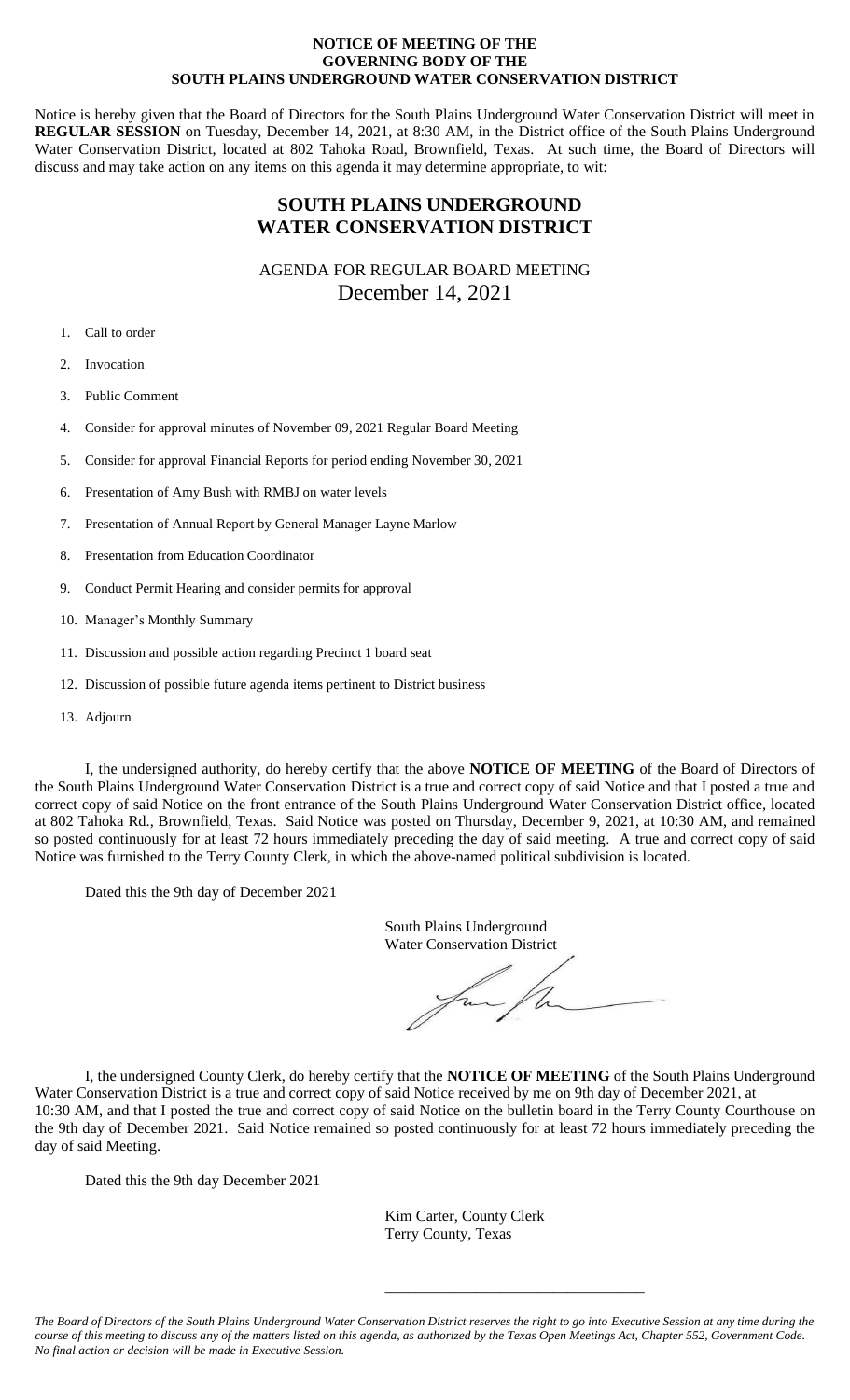**NOTICE OF MEETING OF THE**
**GOVERNING BODY OF THE**
**SOUTH PLAINS UNDERGROUND WATER CONSERVATION DISTRICT**

Notice is hereby given that the Board of Directors for the South Plains Underground Water Conservation District will meet in **REGULAR SESSION** on Tuesday, December 14, 2021, at 8:30 AM, in the District office of the South Plains Underground Water Conservation District, located at 802 Tahoka Road, Brownfield, Texas. At such time, the Board of Directors will discuss and may take action on any items on this agenda it may determine appropriate, to wit:

# SOUTH PLAINS UNDERGROUND WATER CONSERVATION DISTRICT

## AGENDA FOR REGULAR BOARD MEETING
## December 14, 2021

1. Call to order
2. Invocation
3. Public Comment
4. Consider for approval minutes of November 09, 2021 Regular Board Meeting
5. Consider for approval Financial Reports for period ending November 30, 2021
6. Presentation of Amy Bush with RMBJ on water levels
7. Presentation of Annual Report by General Manager Layne Marlow
8. Presentation from Education Coordinator
9. Conduct Permit Hearing and consider permits for approval
10. Manager's Monthly Summary
11. Discussion and possible action regarding Precinct 1 board seat
12. Discussion of possible future agenda items pertinent to District business
13. Adjourn

I, the undersigned authority, do hereby certify that the above **NOTICE OF MEETING** of the Board of Directors of the South Plains Underground Water Conservation District is a true and correct copy of said Notice and that I posted a true and correct copy of said Notice on the front entrance of the South Plains Underground Water Conservation District office, located at 802 Tahoka Rd., Brownfield, Texas. Said Notice was posted on Thursday, December 9, 2021, at 10:30 AM, and remained so posted continuously for at least 72 hours immediately preceding the day of said meeting. A true and correct copy of said Notice was furnished to the Terry County Clerk, in which the above-named political subdivision is located.

Dated this the 9th day of December 2021

South Plains Underground
Water Conservation District

I, the undersigned County Clerk, do hereby certify that the **NOTICE OF MEETING** of the South Plains Underground Water Conservation District is a true and correct copy of said Notice received by me on 9th day of December 2021, at 10:30 AM, and that I posted the true and correct copy of said Notice on the bulletin board in the Terry County Courthouse on the 9th day of December 2021. Said Notice remained so posted continuously for at least 72 hours immediately preceding the day of said Meeting.

Dated this the 9th day December 2021

Kim Carter, County Clerk
Terry County, Texas

\_\_\_\_\_\_\_\_\_\_\_\_\_\_\_\_\_\_\_\_\_\_\_\_\_\_\_\_\_\_\_\_

*The Board of Directors of the South Plains Underground Water Conservation District reserves the right to go into Executive Session at any time during the course of this meeting to discuss any of the matters listed on this agenda, as authorized by the Texas Open Meetings Act, Chapter 552, Government Code. No final action or decision will be made in Executive Session.*